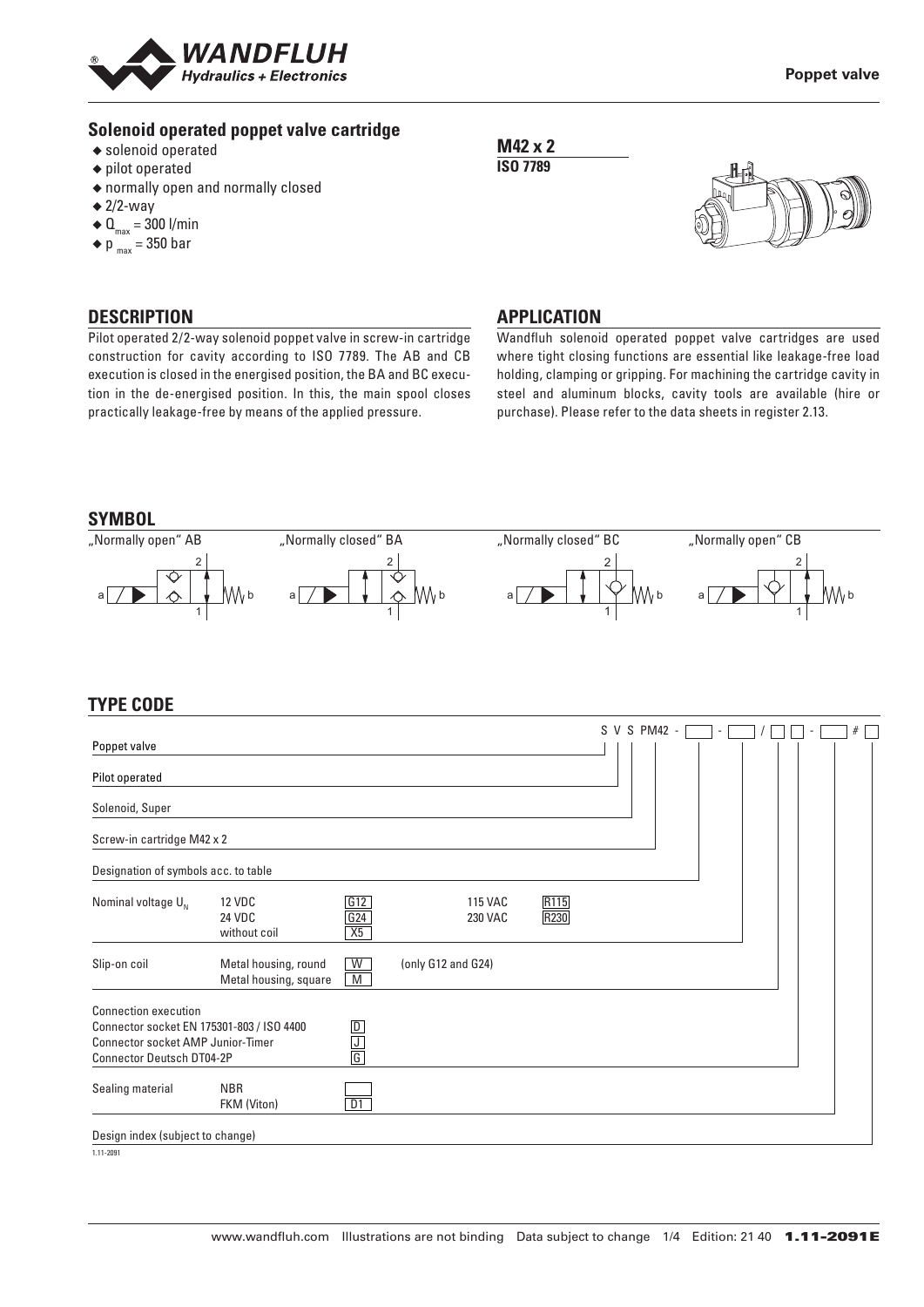**Poppet valve**

## Solenoid operated poppet valve cartridge

- solenoid operated
- pilot operated
- normally open and normally closed
- 2/2-way
- $Q_{max}$ = 300 l/min
- $p_{max}$ = 350 bar

**M42 x 2**
**ISO 7789**

## DESCRIPTION

Pilot operated 2/2-way solenoid poppet valve in screw-in cartridge construction for cavity according to ISO 7789. The AB and CB execution is closed in the energised position, the BA and BC execution in the de-energised position. In this, the main spool closes practically leakage-free by means of the applied pressure.

## APPLICATION

Wandfluh solenoid operated poppet valve cartridges are used where tight closing functions are essential like leakage-free load holding, clamping or gripping. For machining the cartridge cavity in steel and aluminum blocks, cavity tools are available (hire or purchase). Please refer to the data sheets in register 2.13.

## SYMBOL

„Normally open" AB — „Normally closed" BA — „Normally closed" BC — „Normally open" CB

## TYPE CODE

S V S PM42 - [ ] - [ ] / [ ] [ ] - [ ] # [ ]

| | | | | |
|---|---|---|---|---|
| Poppet valve | | S | | |
| Pilot operated | | V | | |
| Solenoid, Super | | S | | |
| Screw-in cartridge M42 x 2 | | PM42 | | |
| Designation of symbols acc. to table | | | | |
| Nominal voltage $U_N$ | 12 VDC | G12 | 115 VAC | R115 |
| | 24 VDC | G24 | 230 VAC | R230 |
| | without coil | X5 | | |
| Slip-on coil | Metal housing, round | W | (only G12 and G24) | |
| | Metal housing, square | M | | |
| Connection execution | | | | |
| Connector socket EN 175301-803 / ISO 4400 | | D | | |
| Connector socket AMP Junior-Timer | | J | | |
| Connector Deutsch DT04-2P | | G | | |
| Sealing material | NBR | | | |
| | FKM (Viton) | D1 | | |
| Design index (subject to change) | | | | |

1.11-2091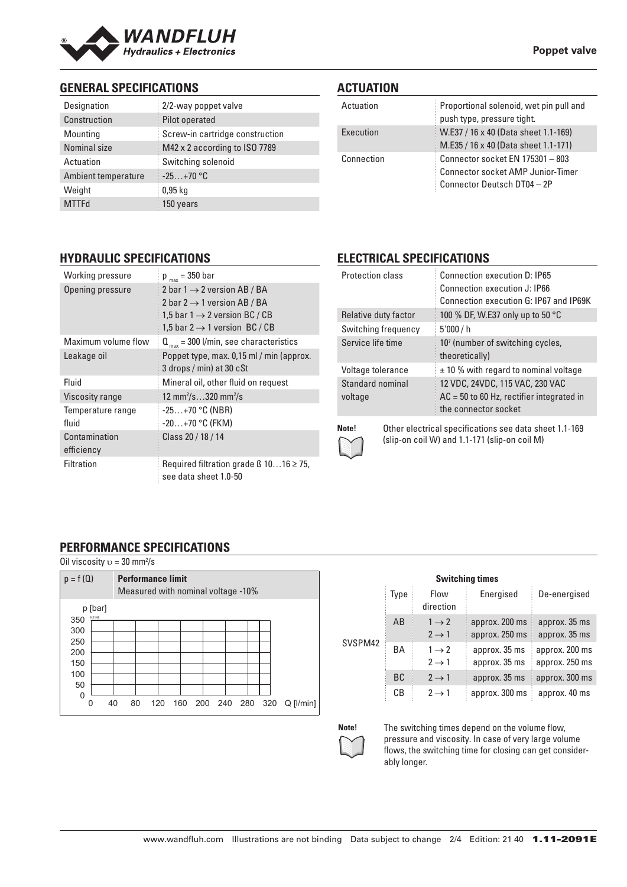Poppet valve

## GENERAL SPECIFICATIONS

| | |
|---|---|
| Designation | 2/2-way poppet valve |
| Construction | Pilot operated |
| Mounting | Screw-in cartridge construction |
| Nominal size | M42 x 2 according to ISO 7789 |
| Actuation | Switching solenoid |
| Ambient temperature | -25…+70 °C |
| Weight | 0,95 kg |
| MTTFd | 150 years |

## ACTUATION

| | |
|---|---|
| Actuation | Proportional solenoid, wet pin pull and push type, pressure tight. |
| Execution | W.E37 / 16 x 40 (Data sheet 1.1-169)<br>M.E35 / 16 x 40 (Data sheet 1.1-171) |
| Connection | Connector socket EN 175301 – 803<br>Connector socket AMP Junior-Timer<br>Connector Deutsch DT04 – 2P |

## HYDRAULIC SPECIFICATIONS

| | |
|---|---|
| Working pressure | $p_{max}$ = 350 bar |
| Opening pressure | 2 bar 1 → 2 version AB / BA<br>2 bar 2 → 1 version AB / BA<br>1,5 bar 1 → 2 version BC / CB<br>1,5 bar 2 → 1 version BC / CB |
| Maximum volume flow | $Q_{max}$ = 300 l/min, see characteristics |
| Leakage oil | Poppet type, max. 0,15 ml / min (approx. 3 drops / min) at 30 cSt |
| Fluid | Mineral oil, other fluid on request |
| Viscosity range | 12 mm²/s…320 mm²/s |
| Temperature range fluid | -25…+70 °C (NBR)<br>-20…+70 °C (FKM) |
| Contamination efficiency | Class 20 / 18 / 14 |
| Filtration | Required filtration grade ß 10…16 ≥ 75, see data sheet 1.0-50 |

## ELECTRICAL SPECIFICATIONS

| | |
|---|---|
| Protection class | Connection execution D: IP65<br>Connection execution J: IP66<br>Connection execution G: IP67 and IP69K |
| Relative duty factor | 100 % DF, W.E37 only up to 50 °C |
| Switching frequency | 5'000 / h |
| Service life time | $10^7$ (number of switching cycles, theoretically) |
| Voltage tolerance | ± 10 % with regard to nominal voltage |
| Standard nominal voltage | 12 VDC, 24VDC, 115 VAC, 230 VAC<br>AC = 50 to 60 Hz, rectifier integrated in the connector socket |

**Note!** Other electrical specifications see data sheet 1.1-169 (slip-on coil W) and 1.1-171 (slip-on coil M)

## PERFORMANCE SPECIFICATIONS

Oil viscosity υ = 30 mm²/s

$p = f(Q)$ **Performance limit**
Measured with nominal voltage -10%

p [bar]: 0, 50, 100, 150, 200, 250, 300, 350
Q [l/min]: 0, 40, 80, 120, 160, 200, 240, 280, 320

**Switching times**

| | Type | Flow direction | Energised | De-energised |
|---|---|---|---|---|
| SVSPM42 | AB | 1 → 2<br>2 → 1 | approx. 200 ms<br>approx. 250 ms | approx. 35 ms<br>approx. 35 ms |
| | BA | 1 → 2<br>2 → 1 | approx. 35 ms<br>approx. 35 ms | approx. 200 ms<br>approx. 250 ms |
| | BC | 2 → 1 | approx. 35 ms | approx. 300 ms |
| | CB | 2 → 1 | approx. 300 ms | approx. 40 ms |

**Note!** The switching times depend on the volume flow, pressure and viscosity. In case of very large volume flows, the switching time for closing can get considerably longer.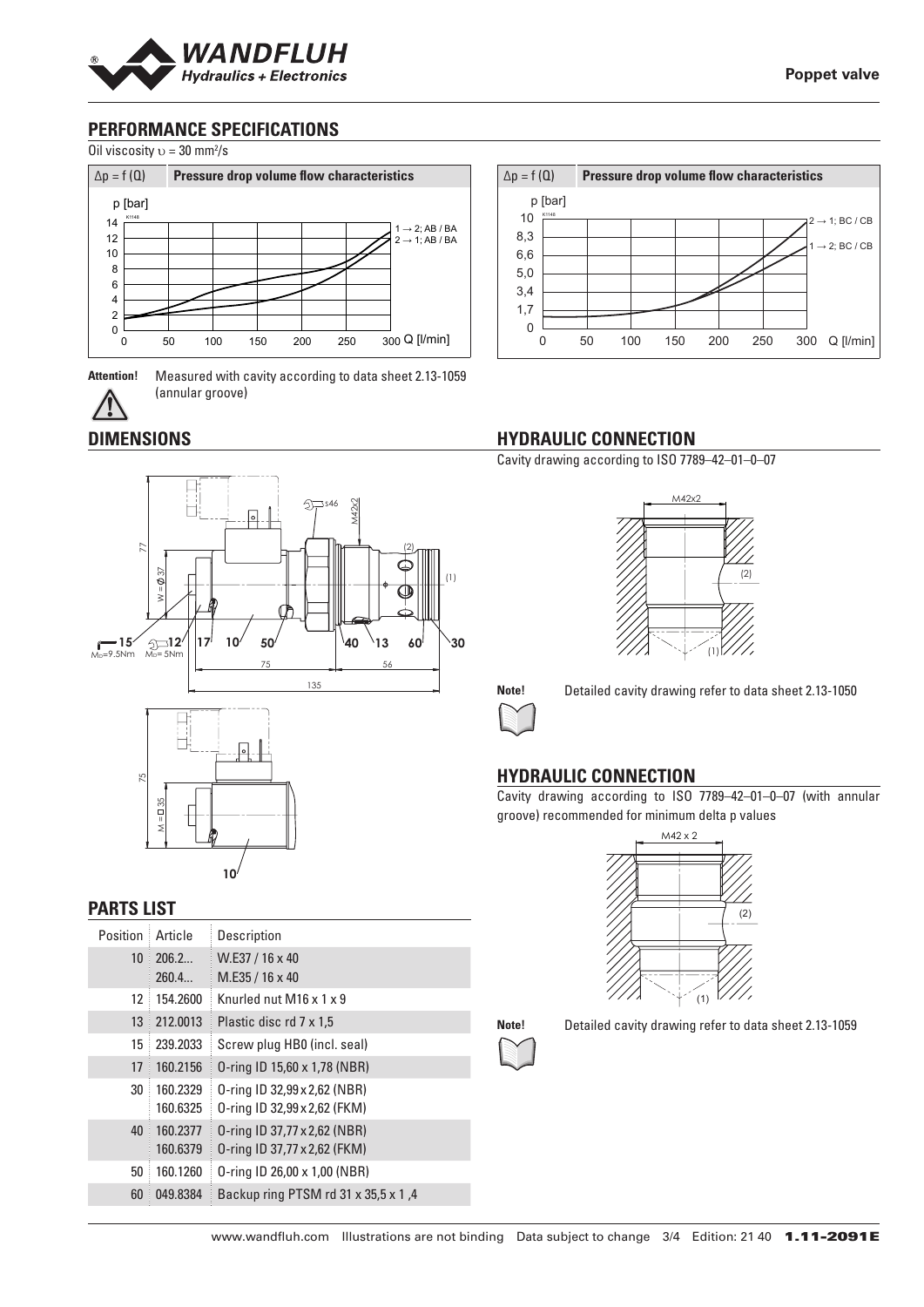## PERFORMANCE SPECIFICATIONS

Oil viscosity $\upsilon$ = 30 mm²/s

$\Delta p = f(Q)$ **Pressure drop volume flow characteristics**

$\Delta p = f(Q)$ **Pressure drop volume flow characteristics**

**Attention!** Measured with cavity according to data sheet 2.13-1059 (annular groove)

## DIMENSIONS

## HYDRAULIC CONNECTION

Cavity drawing according to ISO 7789–42–01–0–07

**Note!** Detailed cavity drawing refer to data sheet 2.13-1050

## HYDRAULIC CONNECTION

Cavity drawing according to ISO 7789–42–01–0–07 (with annular groove) recommended for minimum delta p values

**Note!** Detailed cavity drawing refer to data sheet 2.13-1059

## PARTS LIST

| Position | Article | Description |
|---|---|---|
| 10 | 206.2...<br>260.4... | W.E37 / 16 x 40<br>M.E35 / 16 x 40 |
| 12 | 154.2600 | Knurled nut M16 x 1 x 9 |
| 13 | 212.0013 | Plastic disc rd 7 x 1,5 |
| 15 | 239.2033 | Screw plug HB0 (incl. seal) |
| 17 | 160.2156 | O-ring ID 15,60 x 1,78 (NBR) |
| 30 | 160.2329<br>160.6325 | O-ring ID 32,99 x 2,62 (NBR)<br>O-ring ID 32,99 x 2,62 (FKM) |
| 40 | 160.2377<br>160.6379 | O-ring ID 37,77 x 2,62 (NBR)<br>O-ring ID 37,77 x 2,62 (FKM) |
| 50 | 160.1260 | O-ring ID 26,00 x 1,00 (NBR) |
| 60 | 049.8384 | Backup ring PTSM rd 31 x 35,5 x 1 ,4 |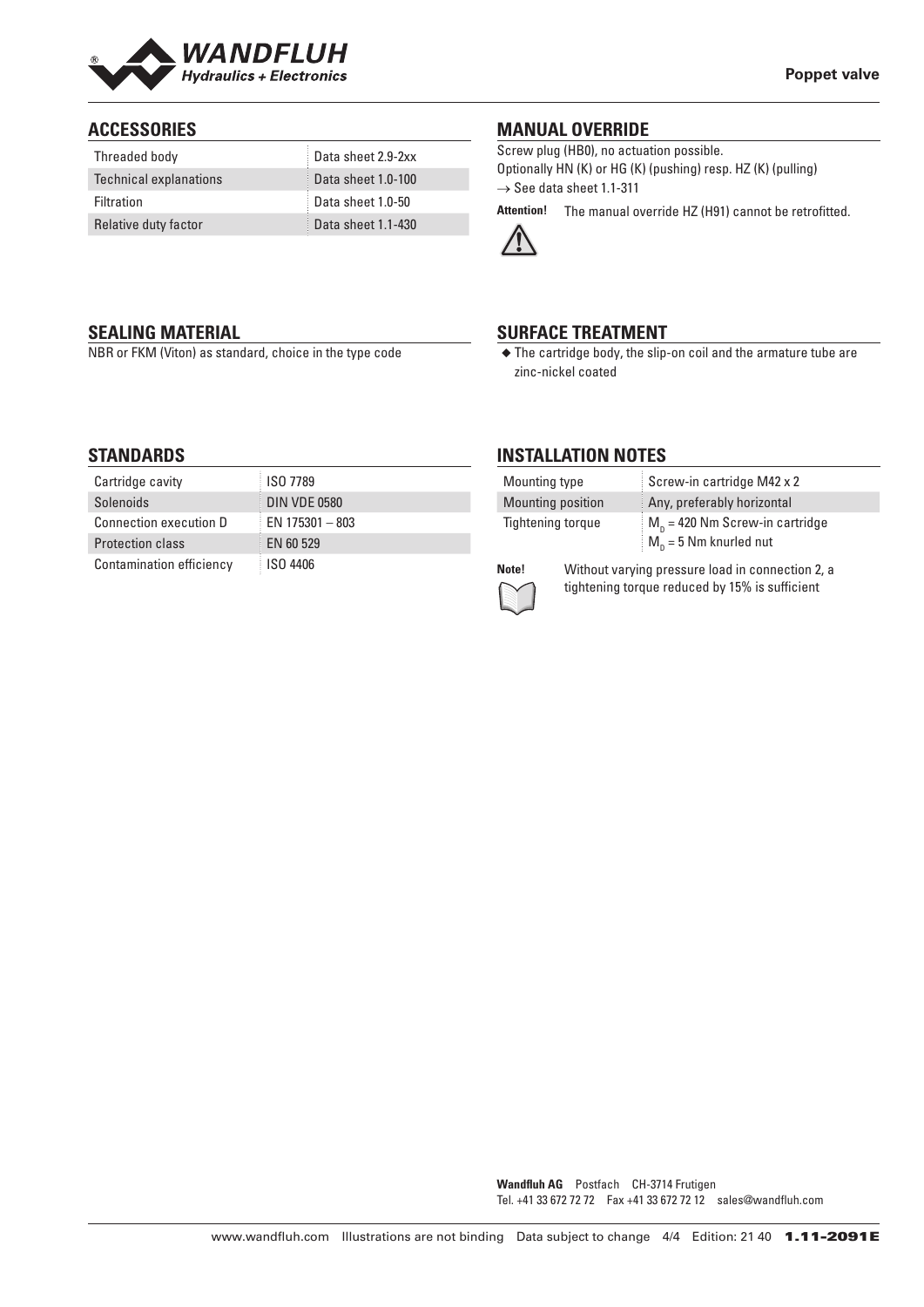## ACCESSORIES

| | |
|---|---|
| Threaded body | Data sheet 2.9-2xx |
| Technical explanations | Data sheet 1.0-100 |
| Filtration | Data sheet 1.0-50 |
| Relative duty factor | Data sheet 1.1-430 |

## MANUAL OVERRIDE

Screw plug (HB0), no actuation possible.
Optionally HN (K) or HG (K) (pushing) resp. HZ (K) (pulling)
→ See data sheet 1.1-311

**Attention!** The manual override HZ (H91) cannot be retrofitted.

## SEALING MATERIAL

NBR or FKM (Viton) as standard, choice in the type code

## SURFACE TREATMENT

- The cartridge body, the slip-on coil and the armature tube are zinc-nickel coated

## STANDARDS

| | |
|---|---|
| Cartridge cavity | ISO 7789 |
| Solenoids | DIN VDE 0580 |
| Connection execution D | EN 175301 – 803 |
| Protection class | EN 60 529 |
| Contamination efficiency | ISO 4406 |

## INSTALLATION NOTES

| | |
|---|---|
| Mounting type | Screw-in cartridge M42 x 2 |
| Mounting position | Any, preferably horizontal |
| Tightening torque | $M_D$ = 420 Nm Screw-in cartridge<br>$M_D$ = 5 Nm knurled nut |

**Note!** Without varying pressure load in connection 2, a tightening torque reduced by 15% is sufficient

**Wandfluh AG** Postfach CH-3714 Frutigen
Tel. +41 33 672 72 72 Fax +41 33 672 72 12 sales@wandfluh.com